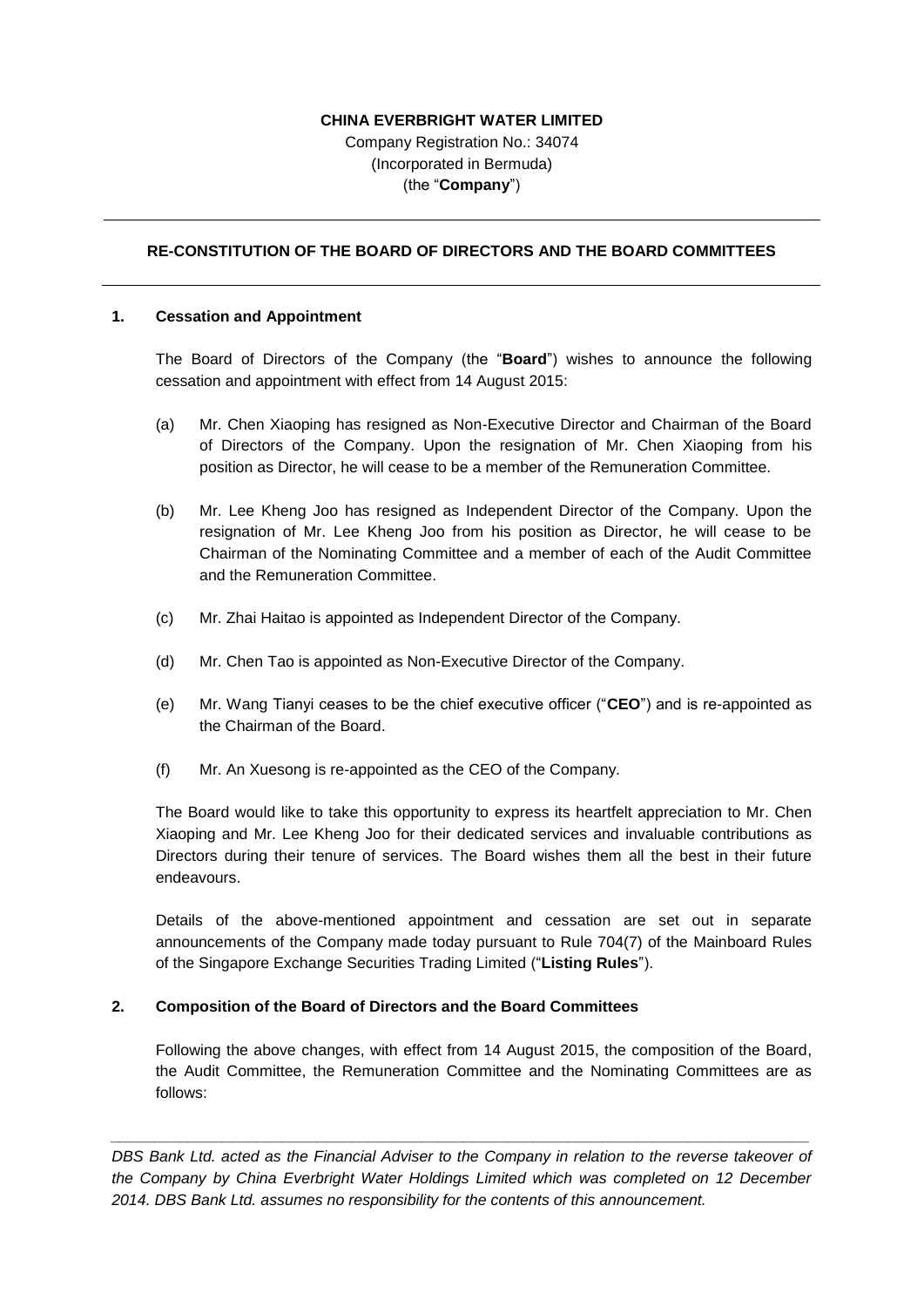**CHINA EVERBRIGHT WATER LIMITED**

Company Registration No.: 34074
(Incorporated in Bermuda)
(the "**Company**")

---

## RE-CONSTITUTION OF THE BOARD OF DIRECTORS AND THE BOARD COMMITTEES

---

### 1. Cessation and Appointment

The Board of Directors of the Company (the "**Board**") wishes to announce the following cessation and appointment with effect from 14 August 2015:

(a) Mr. Chen Xiaoping has resigned as Non-Executive Director and Chairman of the Board of Directors of the Company. Upon the resignation of Mr. Chen Xiaoping from his position as Director, he will cease to be a member of the Remuneration Committee.

(b) Mr. Lee Kheng Joo has resigned as Independent Director of the Company. Upon the resignation of Mr. Lee Kheng Joo from his position as Director, he will cease to be Chairman of the Nominating Committee and a member of each of the Audit Committee and the Remuneration Committee.

(c) Mr. Zhai Haitao is appointed as Independent Director of the Company.

(d) Mr. Chen Tao is appointed as Non-Executive Director of the Company.

(e) Mr. Wang Tianyi ceases to be the chief executive officer ("**CEO**") and is re-appointed as the Chairman of the Board.

(f) Mr. An Xuesong is re-appointed as the CEO of the Company.

The Board would like to take this opportunity to express its heartfelt appreciation to Mr. Chen Xiaoping and Mr. Lee Kheng Joo for their dedicated services and invaluable contributions as Directors during their tenure of services. The Board wishes them all the best in their future endeavours.

Details of the above-mentioned appointment and cessation are set out in separate announcements of the Company made today pursuant to Rule 704(7) of the Mainboard Rules of the Singapore Exchange Securities Trading Limited ("**Listing Rules**").

### 2. Composition of the Board of Directors and the Board Committees

Following the above changes, with effect from 14 August 2015, the composition of the Board, the Audit Committee, the Remuneration Committee and the Nominating Committees are as follows:

---

*DBS Bank Ltd. acted as the Financial Adviser to the Company in relation to the reverse takeover of the Company by China Everbright Water Holdings Limited which was completed on 12 December 2014. DBS Bank Ltd. assumes no responsibility for the contents of this announcement.*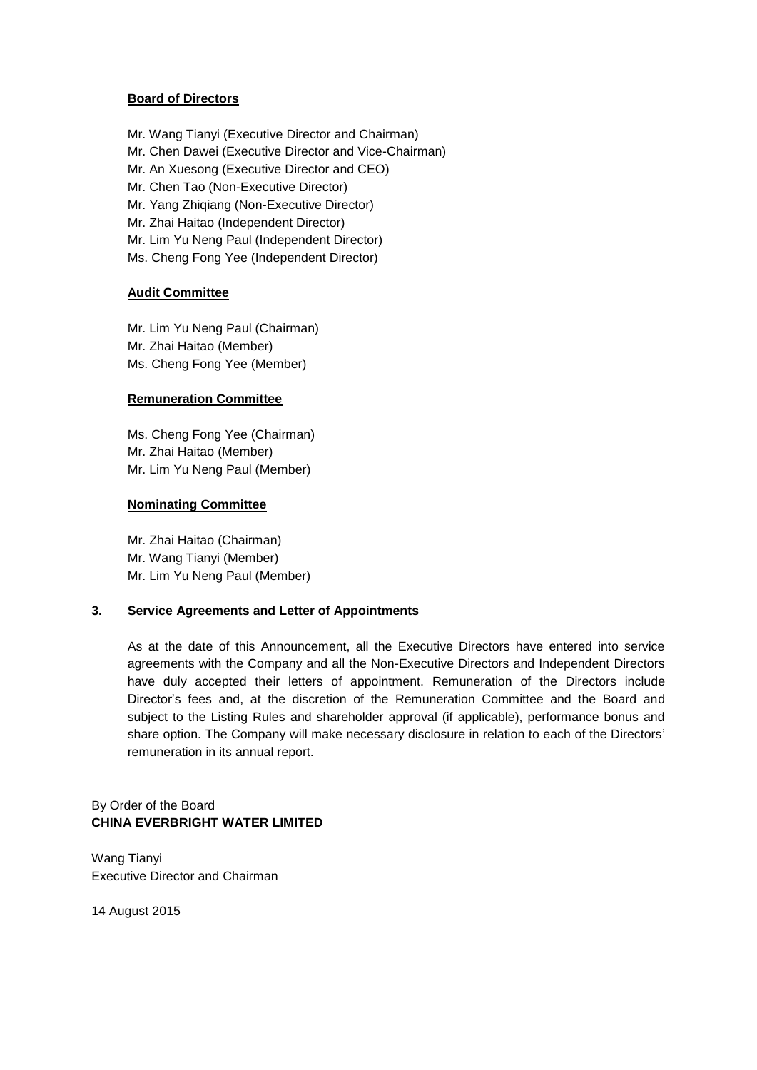**Board of Directors**

Mr. Wang Tianyi (Executive Director and Chairman)
Mr. Chen Dawei (Executive Director and Vice-Chairman)
Mr. An Xuesong (Executive Director and CEO)
Mr. Chen Tao (Non-Executive Director)
Mr. Yang Zhiqiang (Non-Executive Director)
Mr. Zhai Haitao (Independent Director)
Mr. Lim Yu Neng Paul (Independent Director)
Ms. Cheng Fong Yee (Independent Director)

**Audit Committee**

Mr. Lim Yu Neng Paul (Chairman)
Mr. Zhai Haitao (Member)
Ms. Cheng Fong Yee (Member)

**Remuneration Committee**

Ms. Cheng Fong Yee (Chairman)
Mr. Zhai Haitao (Member)
Mr. Lim Yu Neng Paul (Member)

**Nominating Committee**

Mr. Zhai Haitao (Chairman)
Mr. Wang Tianyi (Member)
Mr. Lim Yu Neng Paul (Member)

### 3. Service Agreements and Letter of Appointments

As at the date of this Announcement, all the Executive Directors have entered into service agreements with the Company and all the Non-Executive Directors and Independent Directors have duly accepted their letters of appointment. Remuneration of the Directors include Director's fees and, at the discretion of the Remuneration Committee and the Board and subject to the Listing Rules and shareholder approval (if applicable), performance bonus and share option. The Company will make necessary disclosure in relation to each of the Directors' remuneration in its annual report.

By Order of the Board
**CHINA EVERBRIGHT WATER LIMITED**

Wang Tianyi
Executive Director and Chairman

14 August 2015